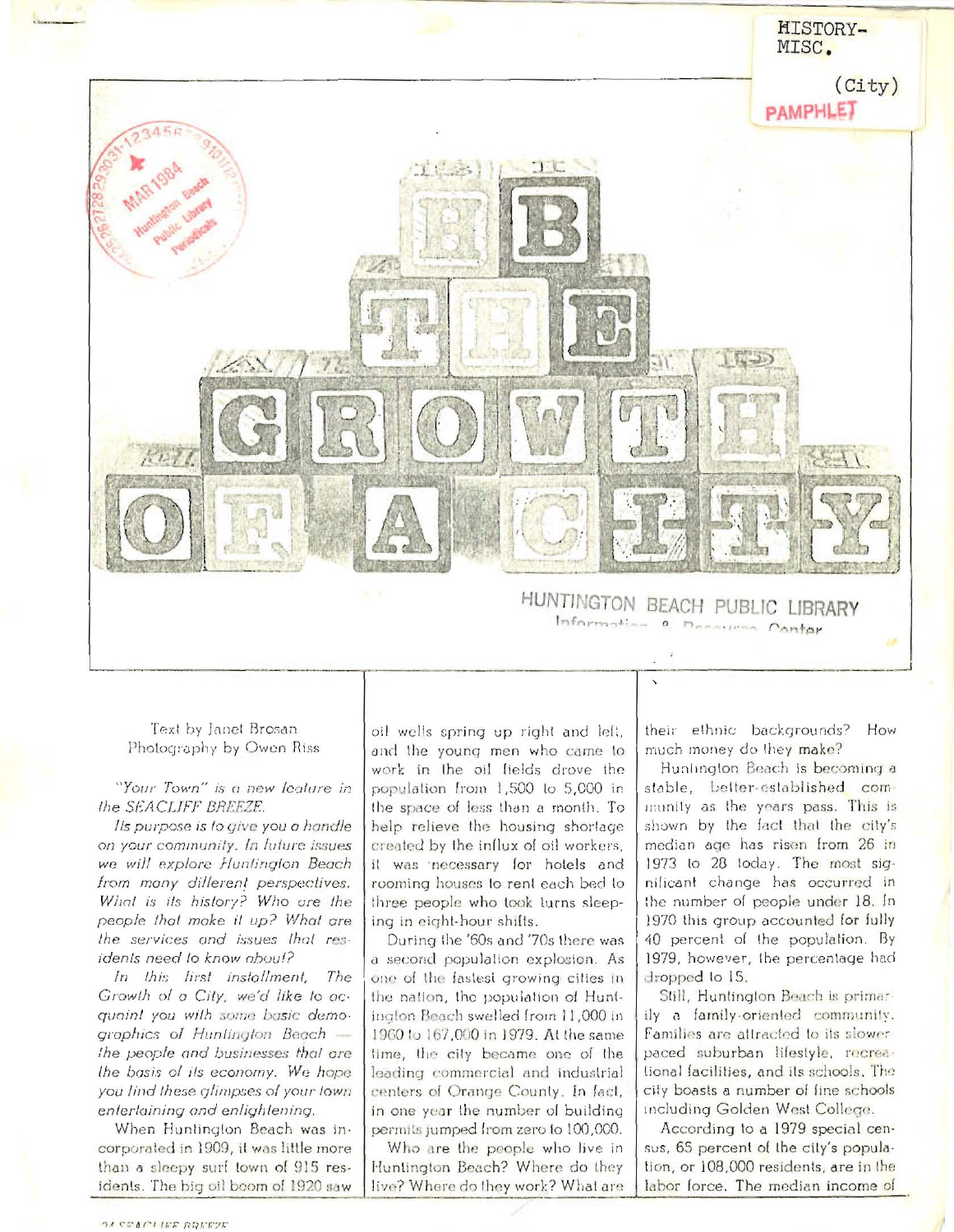HISTORY-MISC.

(City)

PAMPHLET

# THE GROWTH OF A CITY

HUNTINGTON BEACH PUBLIC LIBRARY
Information & Resource Center

Text by Janet Brosan
Photography by Owen Riss

*"Your Town" is a new feature in the SEACLIFF BREEZE.*

*Its purpose is to give you a handle on your community. In future issues we will explore Huntington Beach from many different perspectives. What is its history? Who are the people that make it up? What are the services and issues that residents need to know about?*

*In this first installment, The Growth of a City, we'd like to acquaint you with some basic demographics of Huntington Beach — the people and businesses that are the basis of its economy. We hope you find these glimpses of your town entertaining and enlightening.*

When Huntington Beach was incorporated in 1909, it was little more than a sleepy surf town of 915 residents. The big oil boom of 1920 saw oil wells spring up right and left, and the young men who came to work in the oil fields drove the population from 1,500 to 5,000 in the space of less than a month. To help relieve the housing shortage created by the influx of oil workers, it was necessary for hotels and rooming houses to rent each bed to three people who took turns sleeping in eight-hour shifts.

During the '60s and '70s there was a second population explosion. As one of the fastest growing cities in the nation, the population of Huntington Beach swelled from 11,000 in 1960 to 167,000 in 1979. At the same time, the city became one of the leading commercial and industrial centers of Orange County. In fact, in one year the number of building permits jumped from zero to 100,000.

Who are the people who live in Huntington Beach? Where do they live? Where do they work? What are their ethnic backgrounds? How much money do they make?

Huntington Beach is becoming a stable, better-established community as the years pass. This is shown by the fact that the city's median age has risen from 26 in 1973 to 28 today. The most significant change has occurred in the number of people under 18. In 1970 this group accounted for fully 40 percent of the population. By 1979, however, the percentage had dropped to 15.

Still, Huntington Beach is primarily a family-oriented community. Families are attracted to its slower paced suburban lifestyle, recreational facilities, and its schools. The city boasts a number of fine schools including Golden West College.

According to a 1979 special census, 65 percent of the city's population, or 108,000 residents, are in the labor force. The median income of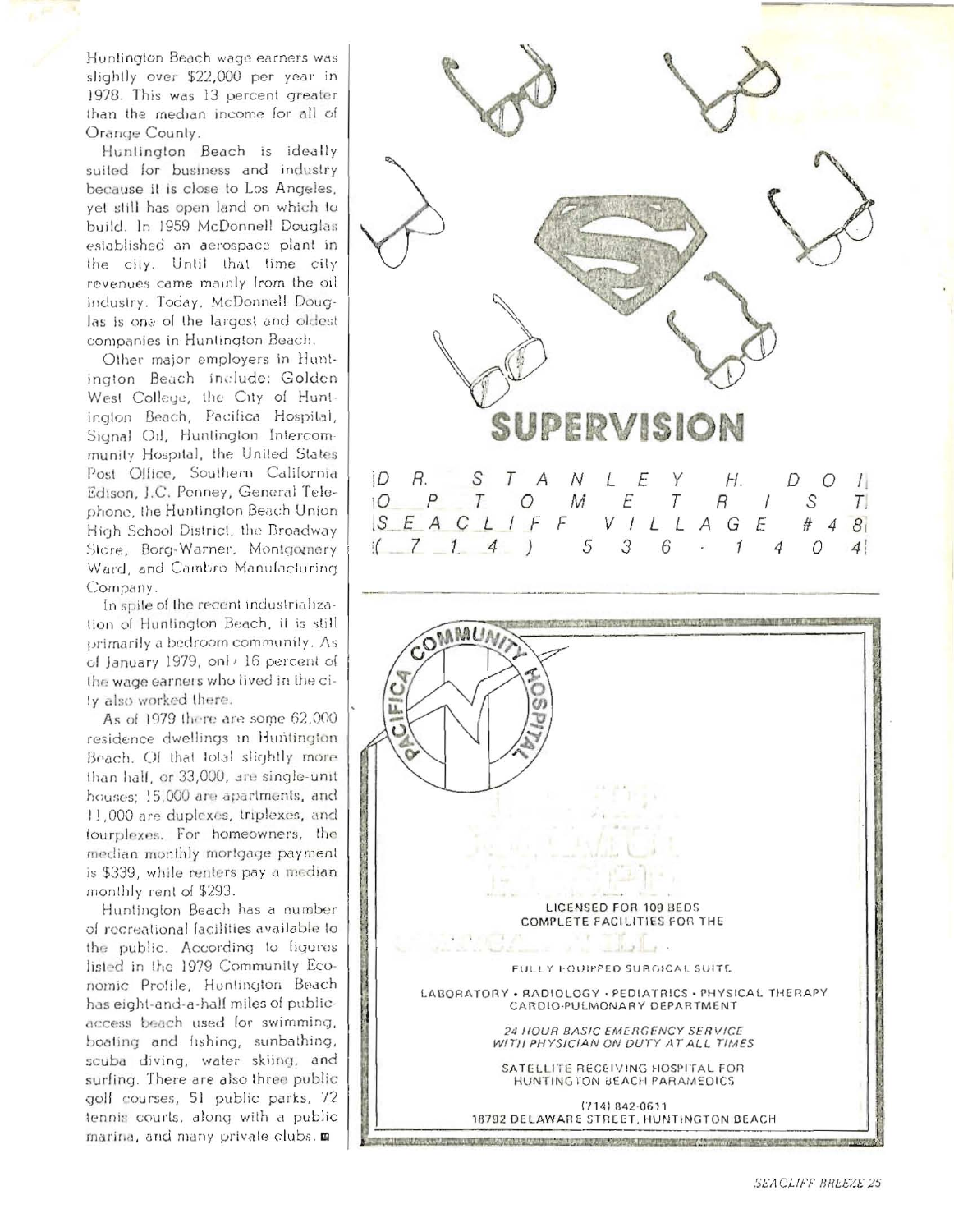Huntington Beach wage earners was slightly over $22,000 per year in 1978. This was 13 percent greater than the median income for all of Orange County.

Huntington Beach is ideally suited for business and industry because it is close to Los Angeles, yet still has open land on which to build. In 1959 McDonnell Douglas established an aerospace plant in the city. Until that time city revenues came mainly from the oil industry. Today, McDonnell Douglas is one of the largest and oldest companies in Huntington Beach.

Other major employers in Huntington Beach include: Golden West College, the City of Huntington Beach, Pacifica Hospital, Signal Oil, Huntington Intercommunity Hospital, the United States Post Office, Southern California Edison, J.C. Penney, General Telephone, the Huntington Beach Union High School District, the Broadway Store, Borg-Warner, Montgomery Ward, and Cambro Manufacturing Company.

In spite of the recent industrialization of Huntington Beach, it is still primarily a bedroom community. As of January 1979, only 16 percent of the wage earners who lived in the city also worked there.

As of 1979 there are some 62,000 residence dwellings in Huntington Beach. Of that total slightly more than half, or 33,000, are single-unit houses; 15,000 are apartments, and 11,000 are duplexes, triplexes, and fourplexes. For homeowners, the median monthly mortgage payment is $339, while renters pay a median monthly rent of $293.

Huntington Beach has a number of recreational facilities available to the public. According to figures listed in the 1979 Community Economic Profile, Huntington Beach has eight-and-a-half miles of public-access beach used for swimming, boating and fishing, sunbathing, scuba diving, water skiing, and surfing. There are also three public golf courses, 51 public parks, 72 tennis courts, along with a public marina, and many private clubs.

**SUPERVISION**

DR. STANLEY H. DOI
OPTOMETRIST
SEACLIFF VILLAGE #48
(714) 536-1404

PACIFICA COMMUNITY HOSPITAL

LICENSED FOR 109 BEDS
COMPLETE FACILITIES FOR THE

FULLY EQUIPPED SURGICAL SUITE

LABORATORY • RADIOLOGY • PEDIATRICS • PHYSICAL THERAPY
CARDIO-PULMONARY DEPARTMENT

*24 HOUR BASIC EMERGENCY SERVICE*
*WITH PHYSICIAN ON DUTY AT ALL TIMES*

SATELLITE RECEIVING HOSPITAL FOR
HUNTINGTON BEACH PARAMEDICS

(714) 842-0611
18792 DELAWARE STREET, HUNTINGTON BEACH